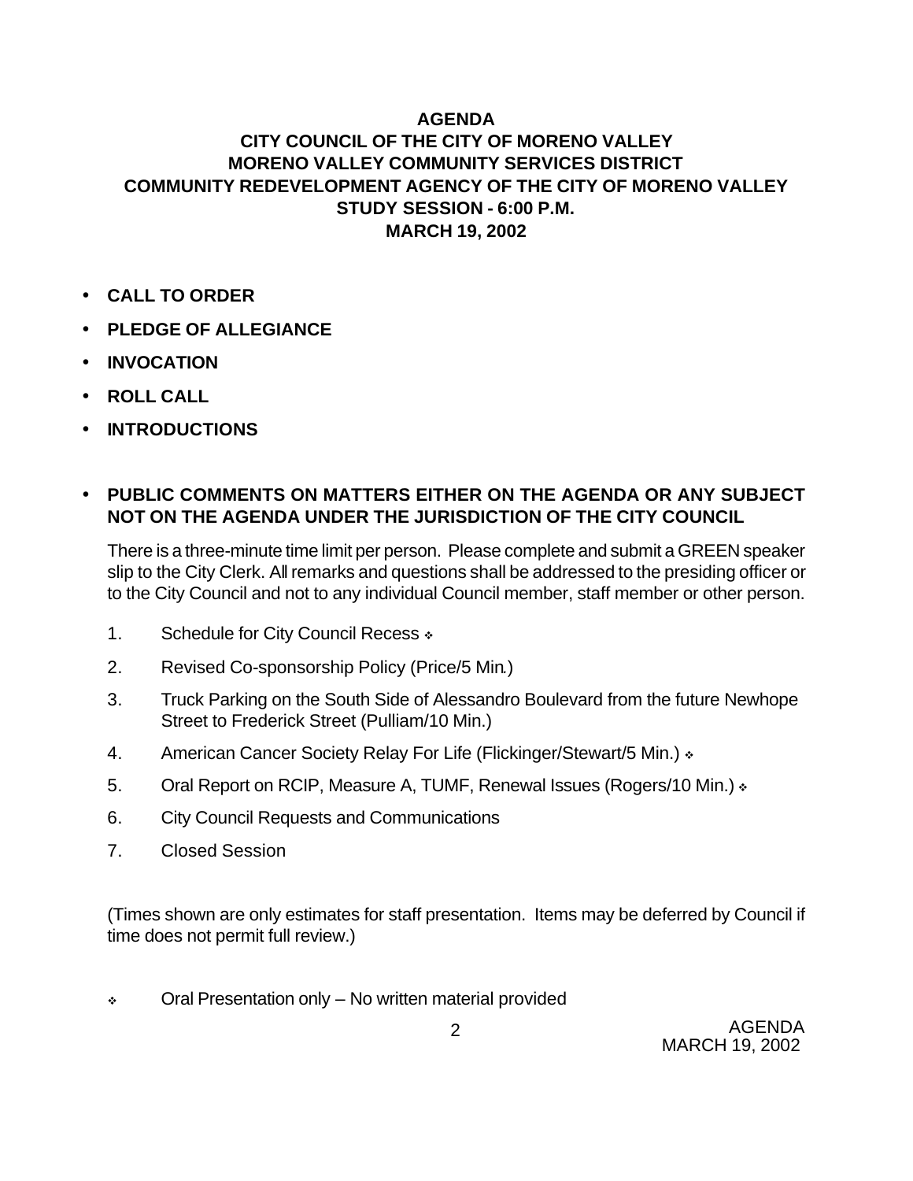# AGENDA
## CITY COUNCIL OF THE CITY OF MORENO VALLEY
## MORENO VALLEY COMMUNITY SERVICES DISTRICT
## COMMUNITY REDEVELOPMENT AGENCY OF THE CITY OF MORENO VALLEY
## STUDY SESSION - 6:00 P.M.
## MARCH 19, 2002

- **CALL TO ORDER**
- **PLEDGE OF ALLEGIANCE**
- **INVOCATION**
- **ROLL CALL**
- **INTRODUCTIONS**

- **PUBLIC COMMENTS ON MATTERS EITHER ON THE AGENDA OR ANY SUBJECT NOT ON THE AGENDA UNDER THE JURISDICTION OF THE CITY COUNCIL**

  There is a three-minute time limit per person. Please complete and submit a GREEN speaker slip to the City Clerk. All remarks and questions shall be addressed to the presiding officer or to the City Council and not to any individual Council member, staff member or other person.

1. Schedule for City Council Recess ❖
2. Revised Co-sponsorship Policy (Price/5 Min.)
3. Truck Parking on the South Side of Alessandro Boulevard from the future Newhope Street to Frederick Street (Pulliam/10 Min.)
4. American Cancer Society Relay For Life (Flickinger/Stewart/5 Min.) ❖
5. Oral Report on RCIP, Measure A, TUMF, Renewal Issues (Rogers/10 Min.) ❖
6. City Council Requests and Communications
7. Closed Session

(Times shown are only estimates for staff presentation. Items may be deferred by Council if time does not permit full review.)

❖ Oral Presentation only – No written material provided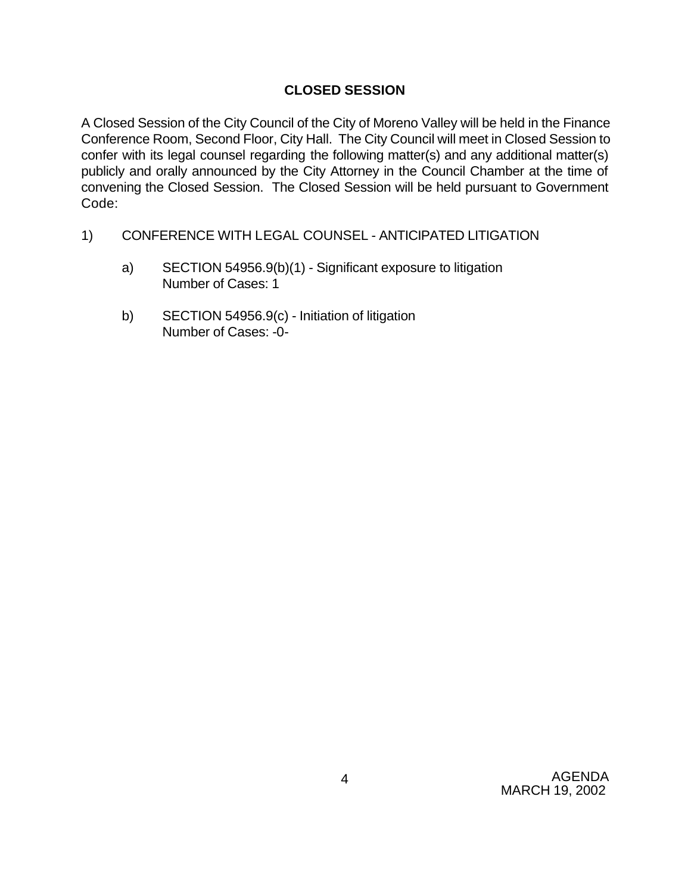## CLOSED SESSION

A Closed Session of the City Council of the City of Moreno Valley will be held in the Finance Conference Room, Second Floor, City Hall. The City Council will meet in Closed Session to confer with its legal counsel regarding the following matter(s) and any additional matter(s) publicly and orally announced by the City Attorney in the Council Chamber at the time of convening the Closed Session. The Closed Session will be held pursuant to Government Code:

1) CONFERENCE WITH LEGAL COUNSEL - ANTICIPATED LITIGATION

   a) SECTION 54956.9(b)(1) - Significant exposure to litigation
      Number of Cases: 1

   b) SECTION 54956.9(c) - Initiation of litigation
      Number of Cases: -0-